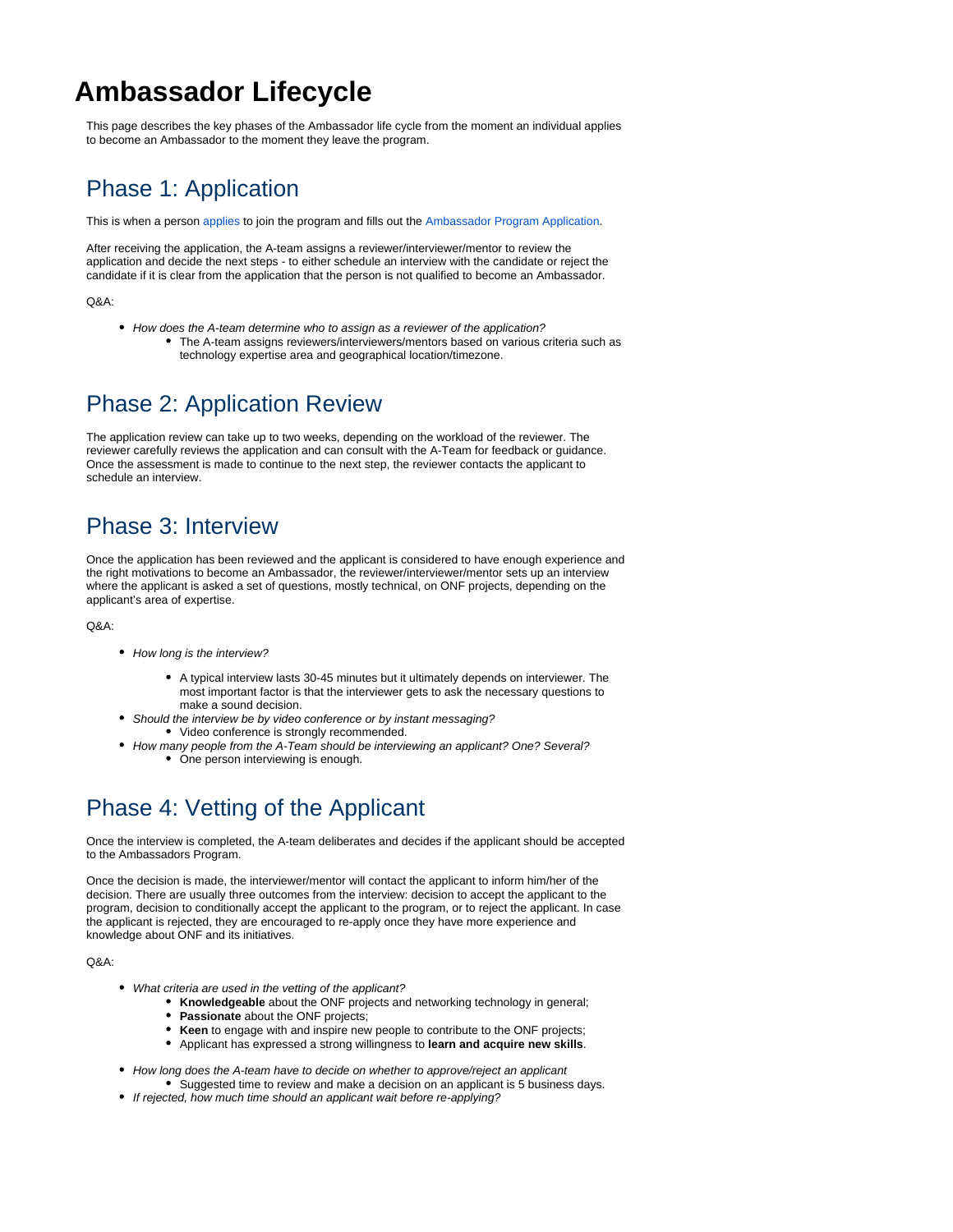# Ambassador Lifecycle

This page describes the key phases of the Ambassador life cycle from the moment an individual applies to become an Ambassador to the moment they leave the program.

## Phase 1: Application

This is when a person applies to join the program and fills out the Ambassador Program Application.

After receiving the application, the A-team assigns a reviewer/interviewer/mentor to review the application and decide the next steps - to either schedule an interview with the candidate or reject the candidate if it is clear from the application that the person is not qualified to become an Ambassador.

Q&A:

- *How does the A-team determine who to assign as a reviewer of the application?*
  - The A-team assigns reviewers/interviewers/mentors based on various criteria such as technology expertise area and geographical location/timezone.

## Phase 2: Application Review

The application review can take up to two weeks, depending on the workload of the reviewer. The reviewer carefully reviews the application and can consult with the A-Team for feedback or guidance. Once the assessment is made to continue to the next step, the reviewer contacts the applicant to schedule an interview.

## Phase 3: Interview

Once the application has been reviewed and the applicant is considered to have enough experience and the right motivations to become an Ambassador, the reviewer/interviewer/mentor sets up an interview where the applicant is asked a set of questions, mostly technical, on ONF projects, depending on the applicant's area of expertise.

Q&A:

- *How long is the interview?*
  - A typical interview lasts 30-45 minutes but it ultimately depends on interviewer. The most important factor is that the interviewer gets to ask the necessary questions to make a sound decision.
- *Should the interview be by video conference or by instant messaging?*
  - Video conference is strongly recommended.
- *How many people from the A-Team should be interviewing an applicant? One? Several?*
  - One person interviewing is enough.

## Phase 4: Vetting of the Applicant

Once the interview is completed, the A-team deliberates and decides if the applicant should be accepted to the Ambassadors Program.

Once the decision is made, the interviewer/mentor will contact the applicant to inform him/her of the decision. There are usually three outcomes from the interview: decision to accept the applicant to the program, decision to conditionally accept the applicant to the program, or to reject the applicant. In case the applicant is rejected, they are encouraged to re-apply once they have more experience and knowledge about ONF and its initiatives.

Q&A:

- *What criteria are used in the vetting of the applicant?*
  - **Knowledgeable** about the ONF projects and networking technology in general;
  - **Passionate** about the ONF projects;
  - **Keen** to engage with and inspire new people to contribute to the ONF projects;
  - Applicant has expressed a strong willingness to **learn and acquire new skills**.
- *How long does the A-team have to decide on whether to approve/reject an applicant*
  - Suggested time to review and make a decision on an applicant is 5 business days.
- *If rejected, how much time should an applicant wait before re-applying?*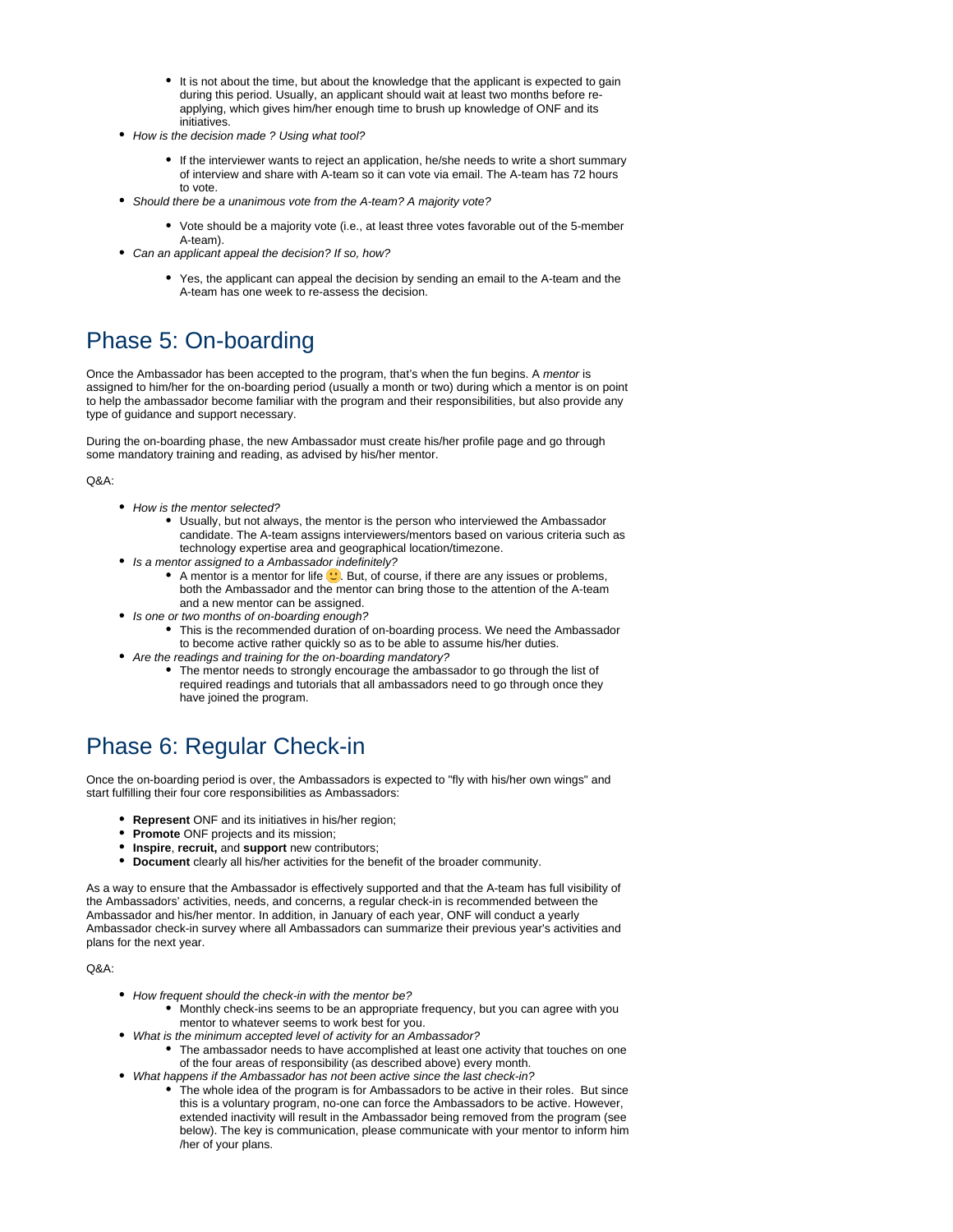- It is not about the time, but about the knowledge that the applicant is expected to gain during this period. Usually, an applicant should wait at least two months before re-applying, which gives him/her enough time to brush up knowledge of ONF and its initiatives.
- *How is the decision made ? Using what tool?*
    - If the interviewer wants to reject an application, he/she needs to write a short summary of interview and share with A-team so it can vote via email. The A-team has 72 hours to vote.
- *Should there be a unanimous vote from the A-team? A majority vote?*
    - Vote should be a majority vote (i.e., at least three votes favorable out of the 5-member A-team).
- *Can an applicant appeal the decision? If so, how?*
    - Yes, the applicant can appeal the decision by sending an email to the A-team and the A-team has one week to re-assess the decision.

## Phase 5: On-boarding

Once the Ambassador has been accepted to the program, that's when the fun begins. A *mentor* is assigned to him/her for the on-boarding period (usually a month or two) during which a mentor is on point to help the ambassador become familiar with the program and their responsibilities, but also provide any type of guidance and support necessary.

During the on-boarding phase, the new Ambassador must create his/her profile page and go through some mandatory training and reading, as advised by his/her mentor.

Q&A:

- *How is the mentor selected?*
    - Usually, but not always, the mentor is the person who interviewed the Ambassador candidate. The A-team assigns interviewers/mentors based on various criteria such as technology expertise area and geographical location/timezone.
- *Is a mentor assigned to a Ambassador indefinitely?*
    - A mentor is a mentor for life 🙂. But, of course, if there are any issues or problems, both the Ambassador and the mentor can bring those to the attention of the A-team and a new mentor can be assigned.
- *Is one or two months of on-boarding enough?*
    - This is the recommended duration of on-boarding process. We need the Ambassador to become active rather quickly so as to be able to assume his/her duties.
- *Are the readings and training for the on-boarding mandatory?*
    - The mentor needs to strongly encourage the ambassador to go through the list of required readings and tutorials that all ambassadors need to go through once they have joined the program.

## Phase 6: Regular Check-in

Once the on-boarding period is over, the Ambassadors is expected to "fly with his/her own wings" and start fulfilling their four core responsibilities as Ambassadors:

- **Represent** ONF and its initiatives in his/her region;
- **Promote** ONF projects and its mission;
- **Inspire**, **recruit,** and **support** new contributors;
- **Document** clearly all his/her activities for the benefit of the broader community.

As a way to ensure that the Ambassador is effectively supported and that the A-team has full visibility of the Ambassadors' activities, needs, and concerns, a regular check-in is recommended between the Ambassador and his/her mentor. In addition, in January of each year, ONF will conduct a yearly Ambassador check-in survey where all Ambassadors can summarize their previous year's activities and plans for the next year.

Q&A:

- *How frequent should the check-in with the mentor be?*
    - Monthly check-ins seems to be an appropriate frequency, but you can agree with you mentor to whatever seems to work best for you.
- *What is the minimum accepted level of activity for an Ambassador?*
    - The ambassador needs to have accomplished at least one activity that touches on one of the four areas of responsibility (as described above) every month.
- *What happens if the Ambassador has not been active since the last check-in?*
    - The whole idea of the program is for Ambassadors to be active in their roles. But since this is a voluntary program, no-one can force the Ambassadors to be active. However, extended inactivity will result in the Ambassador being removed from the program (see below). The key is communication, please communicate with your mentor to inform him /her of your plans.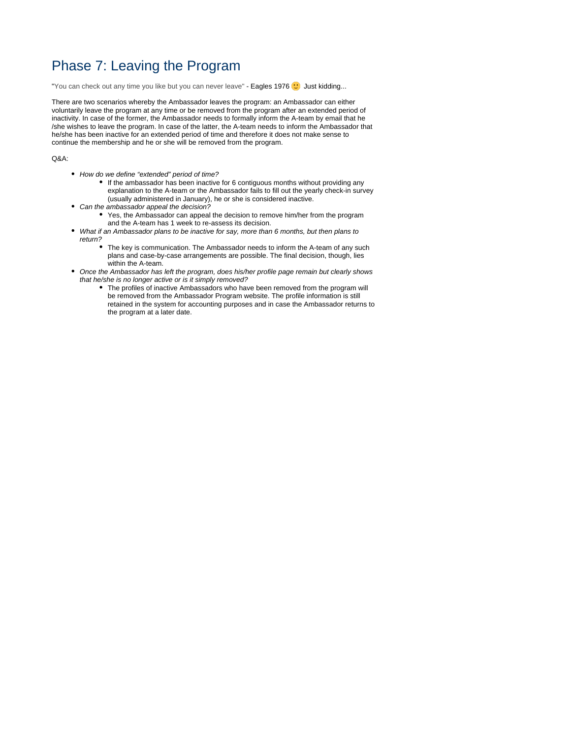# Phase 7: Leaving the Program

"You can check out any time you like but you can never leave" - Eagles 1976 🙂 Just kidding...

There are two scenarios whereby the Ambassador leaves the program: an Ambassador can either voluntarily leave the program at any time or be removed from the program after an extended period of inactivity. In case of the former, the Ambassador needs to formally inform the A-team by email that he /she wishes to leave the program. In case of the latter, the A-team needs to inform the Ambassador that he/she has been inactive for an extended period of time and therefore it does not make sense to continue the membership and he or she will be removed from the program.

Q&A:

- *How do we define "extended" period of time?*
    - If the ambassador has been inactive for 6 contiguous months without providing any explanation to the A-team or the Ambassador fails to fill out the yearly check-in survey (usually administered in January), he or she is considered inactive.
- *Can the ambassador appeal the decision?*
    - Yes, the Ambassador can appeal the decision to remove him/her from the program and the A-team has 1 week to re-assess its decision.
- *What if an Ambassador plans to be inactive for say, more than 6 months, but then plans to return?*
    - The key is communication. The Ambassador needs to inform the A-team of any such plans and case-by-case arrangements are possible. The final decision, though, lies within the A-team.
- *Once the Ambassador has left the program, does his/her profile page remain but clearly shows that he/she is no longer active or is it simply removed?*
    - The profiles of inactive Ambassadors who have been removed from the program will be removed from the Ambassador Program website. The profile information is still retained in the system for accounting purposes and in case the Ambassador returns to the program at a later date.